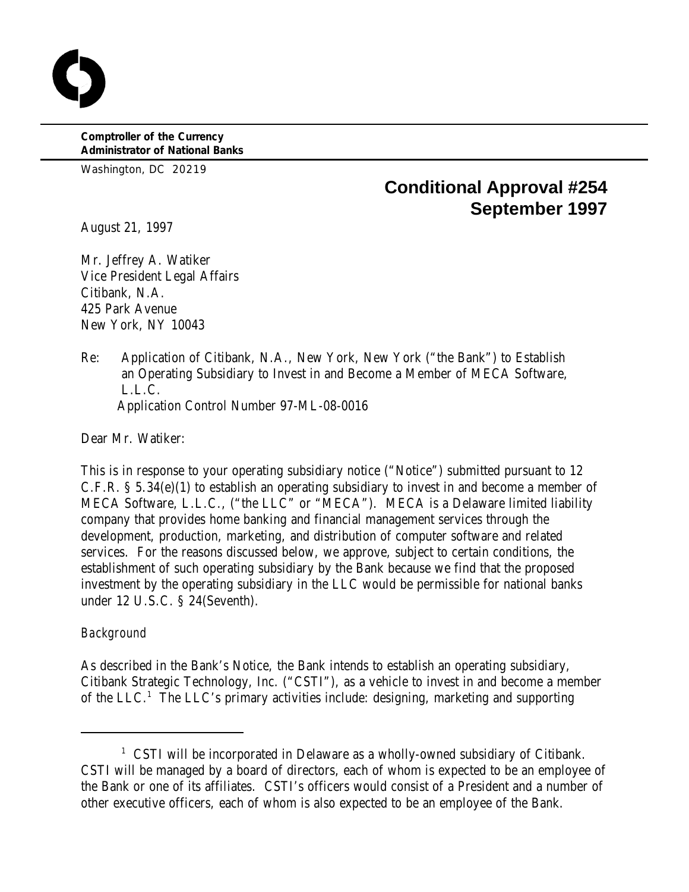**Comptroller of the Currency**
**Administrator of National Banks**

Washington, DC 20219

## Conditional Approval #254
## September 1997

August 21, 1997

Mr. Jeffrey A. Watiker
Vice President Legal Affairs
Citibank, N.A.
425 Park Avenue
New York, NY 10043

Re: Application of Citibank, N.A., New York, New York ("the Bank") to Establish an Operating Subsidiary to Invest in and Become a Member of MECA Software, L.L.C.
Application Control Number 97-ML-08-0016

Dear Mr. Watiker:

This is in response to your operating subsidiary notice ("Notice") submitted pursuant to 12 C.F.R. § 5.34(e)(1) to establish an operating subsidiary to invest in and become a member of MECA Software, L.L.C., ("the LLC" or "MECA"). MECA is a Delaware limited liability company that provides home banking and financial management services through the development, production, marketing, and distribution of computer software and related services. For the reasons discussed below, we approve, subject to certain conditions, the establishment of such operating subsidiary by the Bank because we find that the proposed investment by the operating subsidiary in the LLC would be permissible for national banks under 12 U.S.C. § 24(Seventh).

*Background*

As described in the Bank's Notice, the Bank intends to establish an operating subsidiary, Citibank Strategic Technology, Inc. ("CSTI"), as a vehicle to invest in and become a member of the LLC.[1] The LLC's primary activities include: designing, marketing and supporting

[1] CSTI will be incorporated in Delaware as a wholly-owned subsidiary of Citibank. CSTI will be managed by a board of directors, each of whom is expected to be an employee of the Bank or one of its affiliates. CSTI's officers would consist of a President and a number of other executive officers, each of whom is also expected to be an employee of the Bank.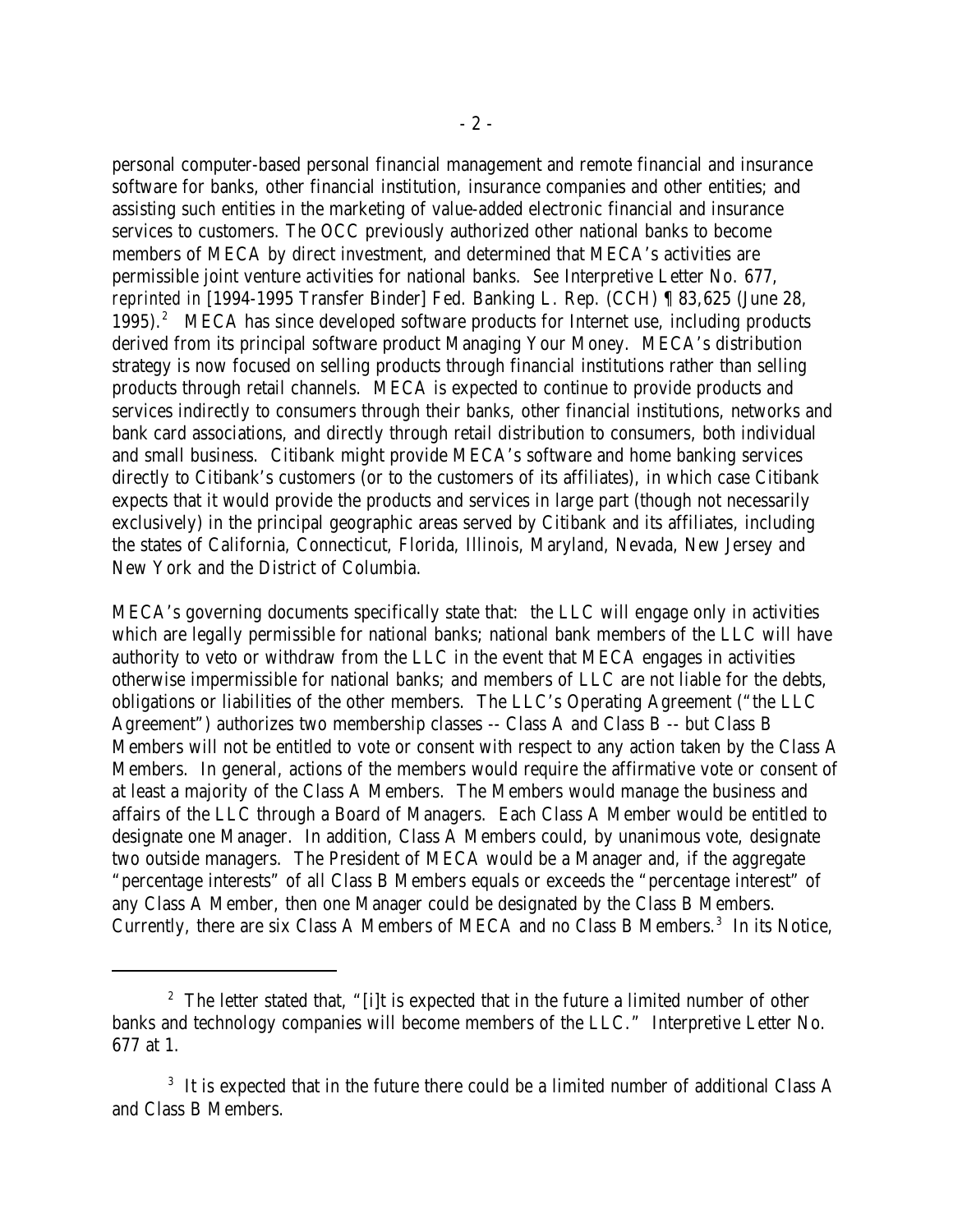personal computer-based personal financial management and remote financial and insurance software for banks, other financial institution, insurance companies and other entities; and assisting such entities in the marketing of value-added electronic financial and insurance services to customers. The OCC previously authorized other national banks to become members of MECA by direct investment, and determined that MECA's activities are permissible joint venture activities for national banks. *See* Interpretive Letter No. 677, *reprinted in* [1994-1995 Transfer Binder] Fed. Banking L. Rep. (CCH) ¶ 83,625 (June 28, 1995).[2] MECA has since developed software products for Internet use, including products derived from its principal software product Managing Your Money. MECA's distribution strategy is now focused on selling products through financial institutions rather than selling products through retail channels. MECA is expected to continue to provide products and services indirectly to consumers through their banks, other financial institutions, networks and bank card associations, and directly through retail distribution to consumers, both individual and small business. Citibank might provide MECA's software and home banking services directly to Citibank's customers (or to the customers of its affiliates), in which case Citibank expects that it would provide the products and services in large part (though not necessarily exclusively) in the principal geographic areas served by Citibank and its affiliates, including the states of California, Connecticut, Florida, Illinois, Maryland, Nevada, New Jersey and New York and the District of Columbia.

MECA's governing documents specifically state that: the LLC will engage only in activities which are legally permissible for national banks; national bank members of the LLC will have authority to veto or withdraw from the LLC in the event that MECA engages in activities otherwise impermissible for national banks; and members of LLC are not liable for the debts, obligations or liabilities of the other members. The LLC's Operating Agreement ("the LLC Agreement") authorizes two membership classes -- Class A and Class B -- but Class B Members will not be entitled to vote or consent with respect to any action taken by the Class A Members. In general, actions of the members would require the affirmative vote or consent of at least a majority of the Class A Members. The Members would manage the business and affairs of the LLC through a Board of Managers. Each Class A Member would be entitled to designate one Manager. In addition, Class A Members could, by unanimous vote, designate two outside managers. The President of MECA would be a Manager and, if the aggregate "percentage interests" of all Class B Members equals or exceeds the "percentage interest" of any Class A Member, then one Manager could be designated by the Class B Members. Currently, there are six Class A Members of MECA and no Class B Members.[3] In its Notice,

[2] The letter stated that, "[i]t is expected that in the future a limited number of other banks and technology companies will become members of the LLC." Interpretive Letter No. 677 at 1.

[3] It is expected that in the future there could be a limited number of additional Class A and Class B Members.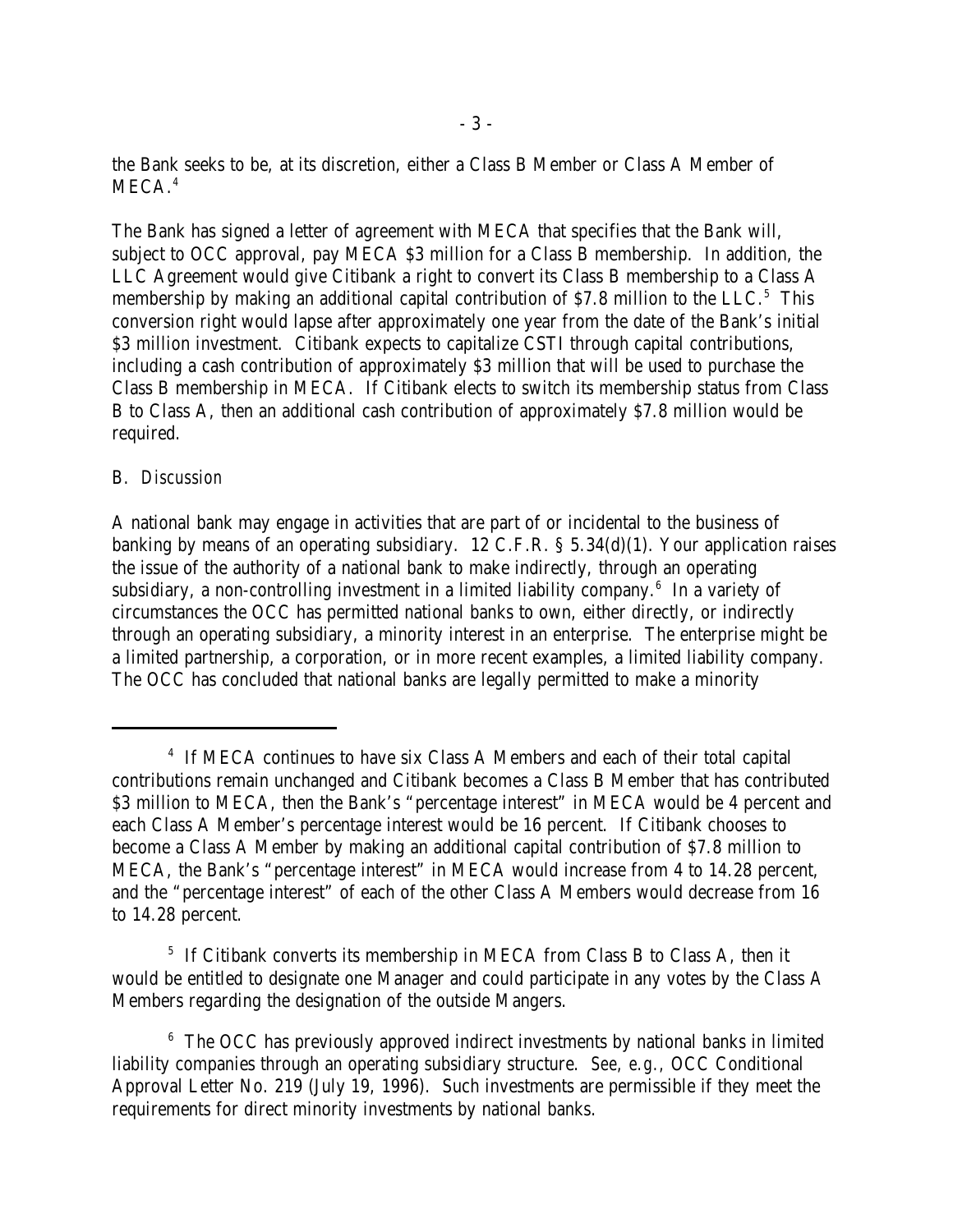the Bank seeks to be, at its discretion, either a Class B Member or Class A Member of MECA.[4]

The Bank has signed a letter of agreement with MECA that specifies that the Bank will, subject to OCC approval, pay MECA $3 million for a Class B membership. In addition, the LLC Agreement would give Citibank a right to convert its Class B membership to a Class A membership by making an additional capital contribution of $7.8 million to the LLC.[5] This conversion right would lapse after approximately one year from the date of the Bank's initial $3 million investment. Citibank expects to capitalize CSTI through capital contributions, including a cash contribution of approximately $3 million that will be used to purchase the Class B membership in MECA. If Citibank elects to switch its membership status from Class B to Class A, then an additional cash contribution of approximately $7.8 million would be required.

*B. Discussion*

A national bank may engage in activities that are part of or incidental to the business of banking by means of an operating subsidiary. 12 C.F.R. § 5.34(d)(1). Your application raises the issue of the authority of a national bank to make indirectly, through an operating subsidiary, a non-controlling investment in a limited liability company.[6] In a variety of circumstances the OCC has permitted national banks to own, either directly, or indirectly through an operating subsidiary, a minority interest in an enterprise. The enterprise might be a limited partnership, a corporation, or in more recent examples, a limited liability company. The OCC has concluded that national banks are legally permitted to make a minority

---

[4] If MECA continues to have six Class A Members and each of their total capital contributions remain unchanged and Citibank becomes a Class B Member that has contributed $3 million to MECA, then the Bank's "percentage interest" in MECA would be 4 percent and each Class A Member's percentage interest would be 16 percent. If Citibank chooses to become a Class A Member by making an additional capital contribution of $7.8 million to MECA, the Bank's "percentage interest" in MECA would increase from 4 to 14.28 percent, and the "percentage interest" of each of the other Class A Members would decrease from 16 to 14.28 percent.

[5] If Citibank converts its membership in MECA from Class B to Class A, then it would be entitled to designate one Manager and could participate in any votes by the Class A Members regarding the designation of the outside Mangers.

[6] The OCC has previously approved indirect investments by national banks in limited liability companies through an operating subsidiary structure. *See, e.g.*, OCC Conditional Approval Letter No. 219 (July 19, 1996). Such investments are permissible if they meet the requirements for direct minority investments by national banks.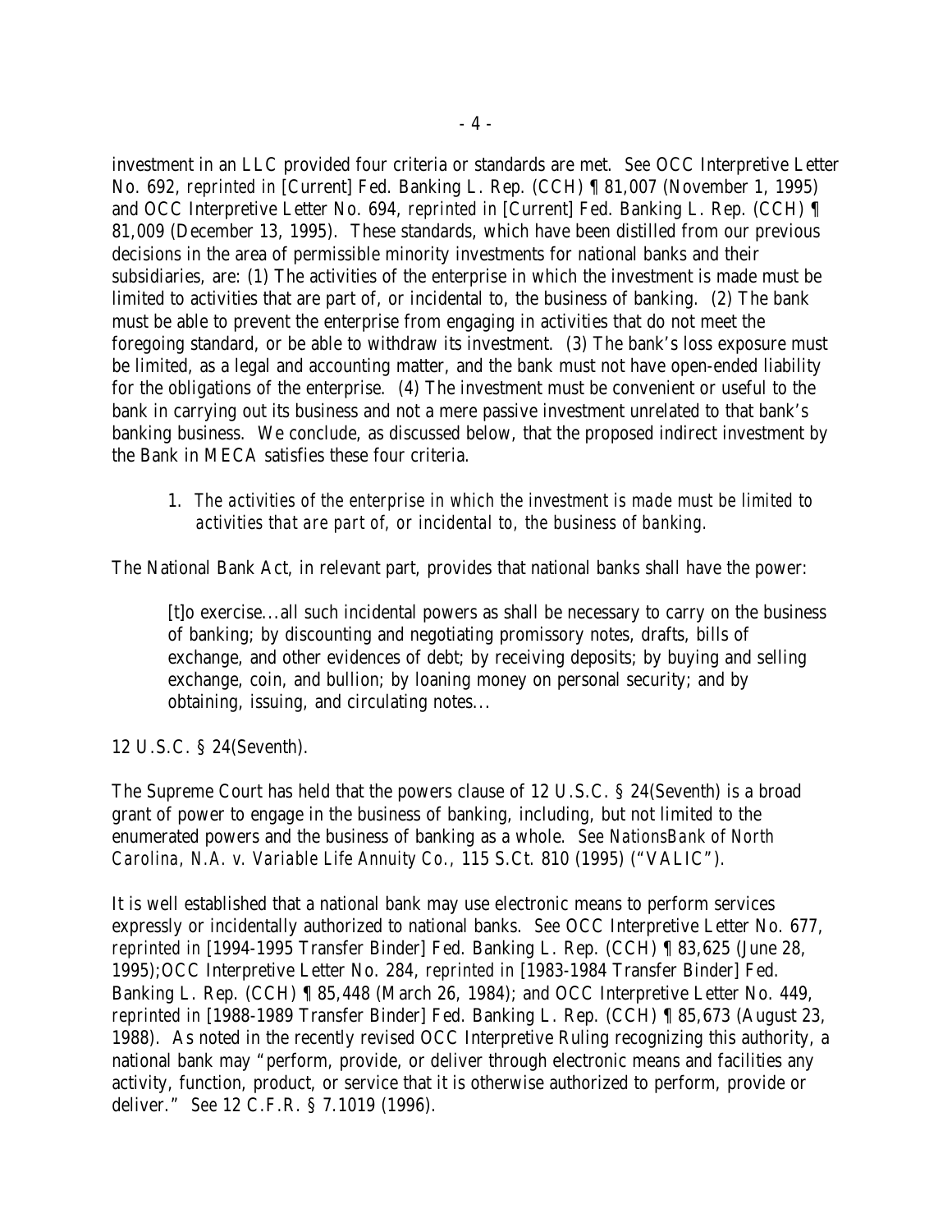investment in an LLC provided four criteria or standards are met. *See* OCC Interpretive Letter No. 692, *reprinted in* [Current] Fed. Banking L. Rep. (CCH) ¶ 81,007 (November 1, 1995) and OCC Interpretive Letter No. 694, *reprinted in* [Current] Fed. Banking L. Rep. (CCH) ¶ 81,009 (December 13, 1995). These standards, which have been distilled from our previous decisions in the area of permissible minority investments for national banks and their subsidiaries, are: (1) The activities of the enterprise in which the investment is made must be limited to activities that are part of, or incidental to, the business of banking. (2) The bank must be able to prevent the enterprise from engaging in activities that do not meet the foregoing standard, or be able to withdraw its investment. (3) The bank's loss exposure must be limited, as a legal and accounting matter, and the bank must not have open-ended liability for the obligations of the enterprise. (4) The investment must be convenient or useful to the bank in carrying out its business and not a mere passive investment unrelated to that bank's banking business. We conclude, as discussed below, that the proposed indirect investment by the Bank in MECA satisfies these four criteria.

1. *The activities of the enterprise in which the investment is made must be limited to activities that are part of, or incidental to, the business of banking.*

The National Bank Act, in relevant part, provides that national banks shall have the power:

> [t]o exercise...all such incidental powers as shall be necessary to carry on the business of banking; by discounting and negotiating promissory notes, drafts, bills of exchange, and other evidences of debt; by receiving deposits; by buying and selling exchange, coin, and bullion; by loaning money on personal security; and by obtaining, issuing, and circulating notes...

12 U.S.C. § 24(Seventh).

The Supreme Court has held that the powers clause of 12 U.S.C. § 24(Seventh) is a broad grant of power to engage in the business of banking, including, but not limited to the enumerated powers and the business of banking as a whole. *See NationsBank of North Carolina, N.A. v. Variable Life Annuity Co.*, 115 S.Ct. 810 (1995) ("VALIC").

It is well established that a national bank may use electronic means to perform services expressly or incidentally authorized to national banks. *See* OCC Interpretive Letter No. 677, *reprinted in* [1994-1995 Transfer Binder] Fed. Banking L. Rep. (CCH) ¶ 83,625 (June 28, 1995);OCC Interpretive Letter No. 284, *reprinted in* [1983-1984 Transfer Binder] Fed. Banking L. Rep. (CCH) ¶ 85,448 (March 26, 1984); and OCC Interpretive Letter No. 449, *reprinted in* [1988-1989 Transfer Binder] Fed. Banking L. Rep. (CCH) ¶ 85,673 (August 23, 1988). As noted in the recently revised OCC Interpretive Ruling recognizing this authority, a national bank may "perform, provide, or deliver through electronic means and facilities any activity, function, product, or service that it is otherwise authorized to perform, provide or deliver." *See* 12 C.F.R. § 7.1019 (1996).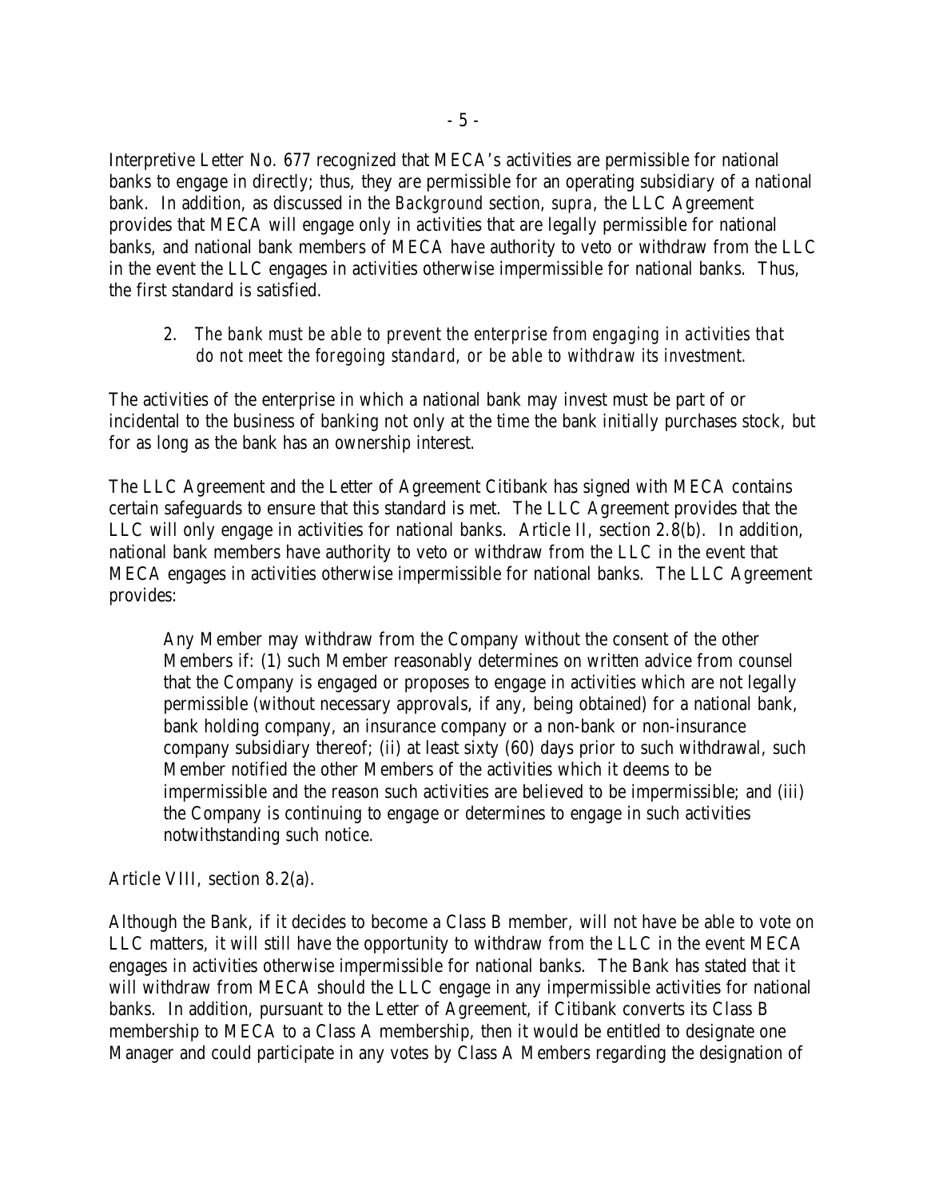Interpretive Letter No. 677 recognized that MECA's activities are permissible for national banks to engage in directly; thus, they are permissible for an operating subsidiary of a national bank. In addition, as discussed in the *Background* section, *supra*, the LLC Agreement provides that MECA will engage only in activities that are legally permissible for national banks, and national bank members of MECA have authority to veto or withdraw from the LLC in the event the LLC engages in activities otherwise impermissible for national banks. Thus, the first standard is satisfied.

2. *The bank must be able to prevent the enterprise from engaging in activities that do not meet the foregoing standard, or be able to withdraw its investment.*

The activities of the enterprise in which a national bank may invest must be part of or incidental to the business of banking not only at the time the bank initially purchases stock, but for as long as the bank has an ownership interest.

The LLC Agreement and the Letter of Agreement Citibank has signed with MECA contains certain safeguards to ensure that this standard is met. The LLC Agreement provides that the LLC will only engage in activities for national banks. Article II, section 2.8(b). In addition, national bank members have authority to veto or withdraw from the LLC in the event that MECA engages in activities otherwise impermissible for national banks. The LLC Agreement provides:

> Any Member may withdraw from the Company without the consent of the other Members if: (1) such Member reasonably determines on written advice from counsel that the Company is engaged or proposes to engage in activities which are not legally permissible (without necessary approvals, if any, being obtained) for a national bank, bank holding company, an insurance company or a non-bank or non-insurance company subsidiary thereof; (ii) at least sixty (60) days prior to such withdrawal, such Member notified the other Members of the activities which it deems to be impermissible and the reason such activities are believed to be impermissible; and (iii) the Company is continuing to engage or determines to engage in such activities notwithstanding such notice.

Article VIII, section 8.2(a).

Although the Bank, if it decides to become a Class B member, will not have be able to vote on LLC matters, it will still have the opportunity to withdraw from the LLC in the event MECA engages in activities otherwise impermissible for national banks. The Bank has stated that it will withdraw from MECA should the LLC engage in any impermissible activities for national banks. In addition, pursuant to the Letter of Agreement, if Citibank converts its Class B membership to MECA to a Class A membership, then it would be entitled to designate one Manager and could participate in any votes by Class A Members regarding the designation of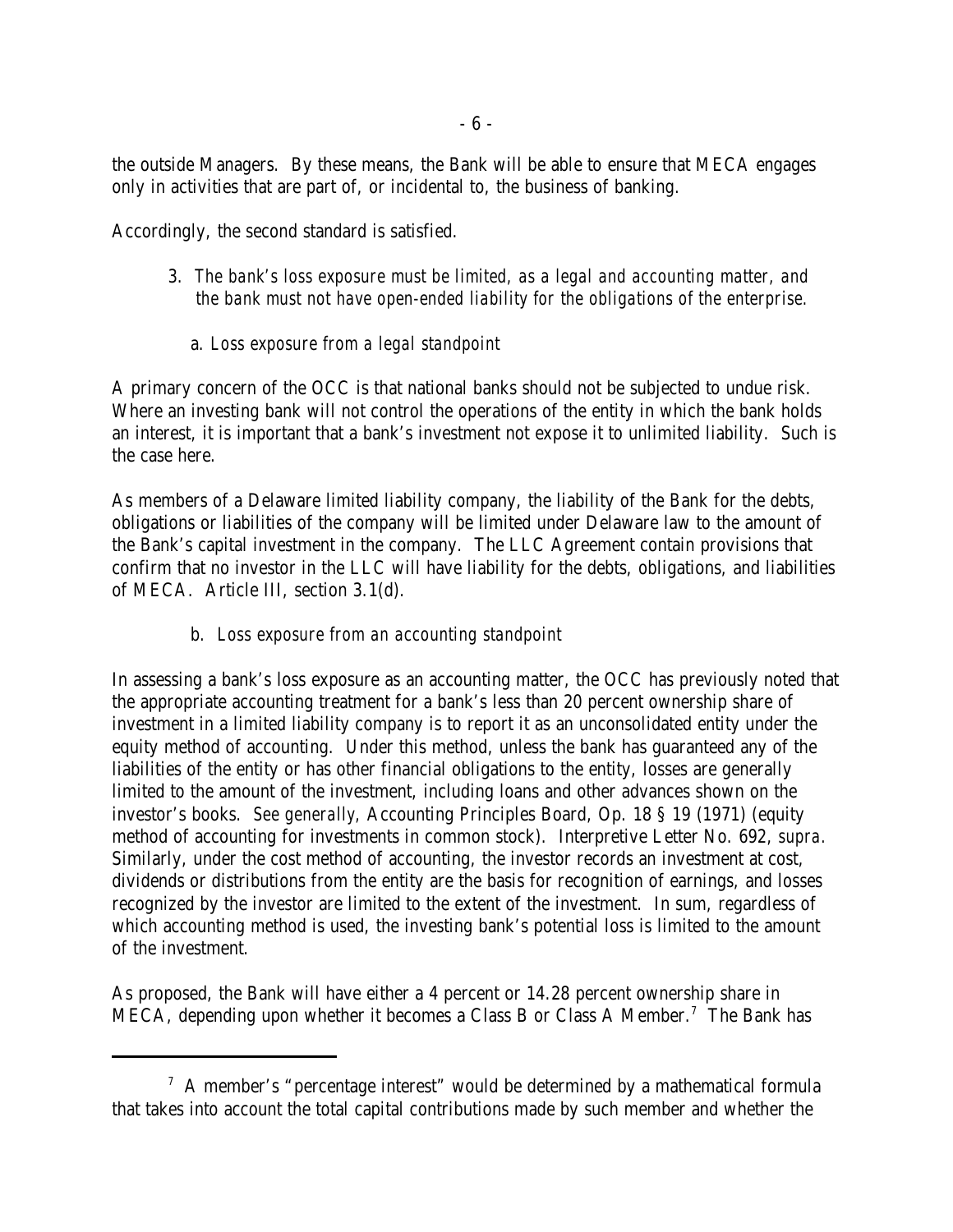the outside Managers. By these means, the Bank will be able to ensure that MECA engages only in activities that are part of, or incidental to, the business of banking.

Accordingly, the second standard is satisfied.

3. *The bank's loss exposure must be limited, as a legal and accounting matter, and the bank must not have open-ended liability for the obligations of the enterprise.*

   a. *Loss exposure from a legal standpoint*

A primary concern of the OCC is that national banks should not be subjected to undue risk. Where an investing bank will not control the operations of the entity in which the bank holds an interest, it is important that a bank's investment not expose it to unlimited liability. Such is the case here.

As members of a Delaware limited liability company, the liability of the Bank for the debts, obligations or liabilities of the company will be limited under Delaware law to the amount of the Bank's capital investment in the company. The LLC Agreement contain provisions that confirm that no investor in the LLC will have liability for the debts, obligations, and liabilities of MECA. Article III, section 3.1(d).

   b. *Loss exposure from an accounting standpoint*

In assessing a bank's loss exposure as an accounting matter, the OCC has previously noted that the appropriate accounting treatment for a bank's less than 20 percent ownership share of investment in a limited liability company is to report it as an unconsolidated entity under the equity method of accounting. Under this method, unless the bank has guaranteed any of the liabilities of the entity or has other financial obligations to the entity, losses are generally limited to the amount of the investment, including loans and other advances shown on the investor's books. *See generally*, Accounting Principles Board, Op. 18 § 19 (1971) (equity method of accounting for investments in common stock). Interpretive Letter No. 692, *supra*. Similarly, under the cost method of accounting, the investor records an investment at cost, dividends or distributions from the entity are the basis for recognition of earnings, and losses recognized by the investor are limited to the extent of the investment. In sum, regardless of which accounting method is used, the investing bank's potential loss is limited to the amount of the investment.

As proposed, the Bank will have either a 4 percent or 14.28 percent ownership share in MECA, depending upon whether it becomes a Class B or Class A Member.[7] The Bank has

---

[7] A member's "percentage interest" would be determined by a mathematical formula that takes into account the total capital contributions made by such member and whether the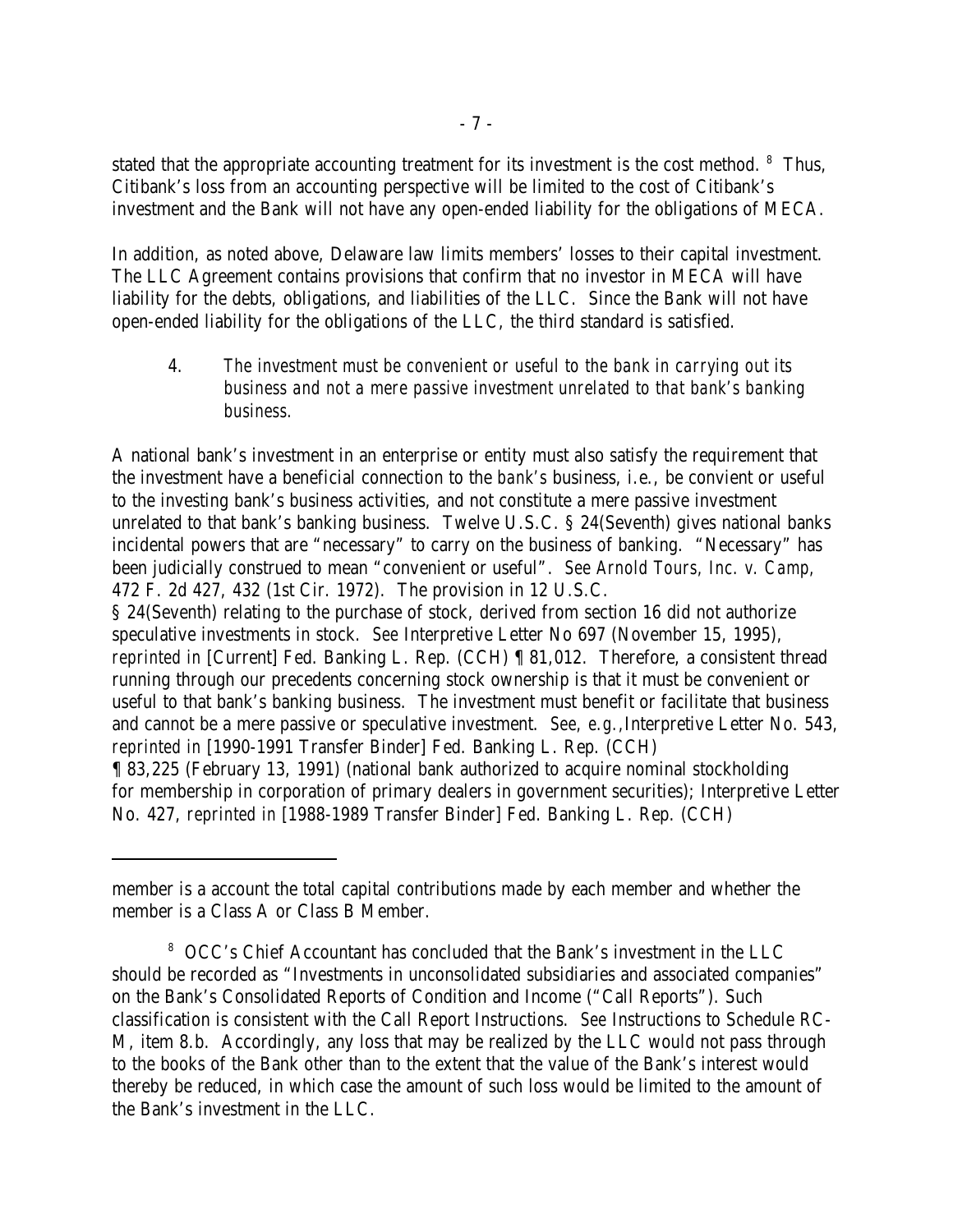stated that the appropriate accounting treatment for its investment is the cost method. [8] Thus, Citibank's loss from an accounting perspective will be limited to the cost of Citibank's investment and the Bank will not have any open-ended liability for the obligations of MECA.

In addition, as noted above, Delaware law limits members' losses to their capital investment. The LLC Agreement contains provisions that confirm that no investor in MECA will have liability for the debts, obligations, and liabilities of the LLC. Since the Bank will not have open-ended liability for the obligations of the LLC, the third standard is satisfied.

> 4. *The investment must be convenient or useful to the bank in carrying out its business and not a mere passive investment unrelated to that bank's banking business.*

A national bank's investment in an enterprise or entity must also satisfy the requirement that the investment have a beneficial connection to the *bank's* business, i.e., be convient or useful to the investing bank's business activities, and not constitute a mere passive investment unrelated to that bank's banking business. Twelve U.S.C. § 24(Seventh) gives national banks incidental powers that are "necessary" to carry on the business of banking. "Necessary" has been judicially construed to mean "convenient or useful". *See Arnold Tours, Inc. v. Camp*, 472 F. 2d 427, 432 (1st Cir. 1972). The provision in 12 U.S.C. § 24(Seventh) relating to the purchase of stock, derived from section 16 did not authorize speculative investments in stock. *See* Interpretive Letter No 697 (November 15, 1995), *reprinted in* [Current] Fed. Banking L. Rep. (CCH) ¶ 81,012. Therefore, a consistent thread running through our precedents concerning stock ownership is that it must be convenient or useful to that bank's banking business. The investment must benefit or facilitate that business and cannot be a mere passive or speculative investment. *See, e.g.*, Interpretive Letter No. 543, *reprinted in* [1990-1991 Transfer Binder] Fed. Banking L. Rep. (CCH) ¶ 83,225 (February 13, 1991) (national bank authorized to acquire nominal stockholding for membership in corporation of primary dealers in government securities); Interpretive Letter No. 427, *reprinted in* [1988-1989 Transfer Binder] Fed. Banking L. Rep. (CCH)

---

member is a account the total capital contributions made by each member and whether the member is a Class A or Class B Member.

[8] OCC's Chief Accountant has concluded that the Bank's investment in the LLC should be recorded as "Investments in unconsolidated subsidiaries and associated companies" on the Bank's Consolidated Reports of Condition and Income ("Call Reports"). Such classification is consistent with the Call Report Instructions. *See* Instructions to Schedule RC-M, item 8.b. Accordingly, any loss that may be realized by the LLC would not pass through to the books of the Bank other than to the extent that the value of the Bank's interest would thereby be reduced, in which case the amount of such loss would be limited to the amount of the Bank's investment in the LLC.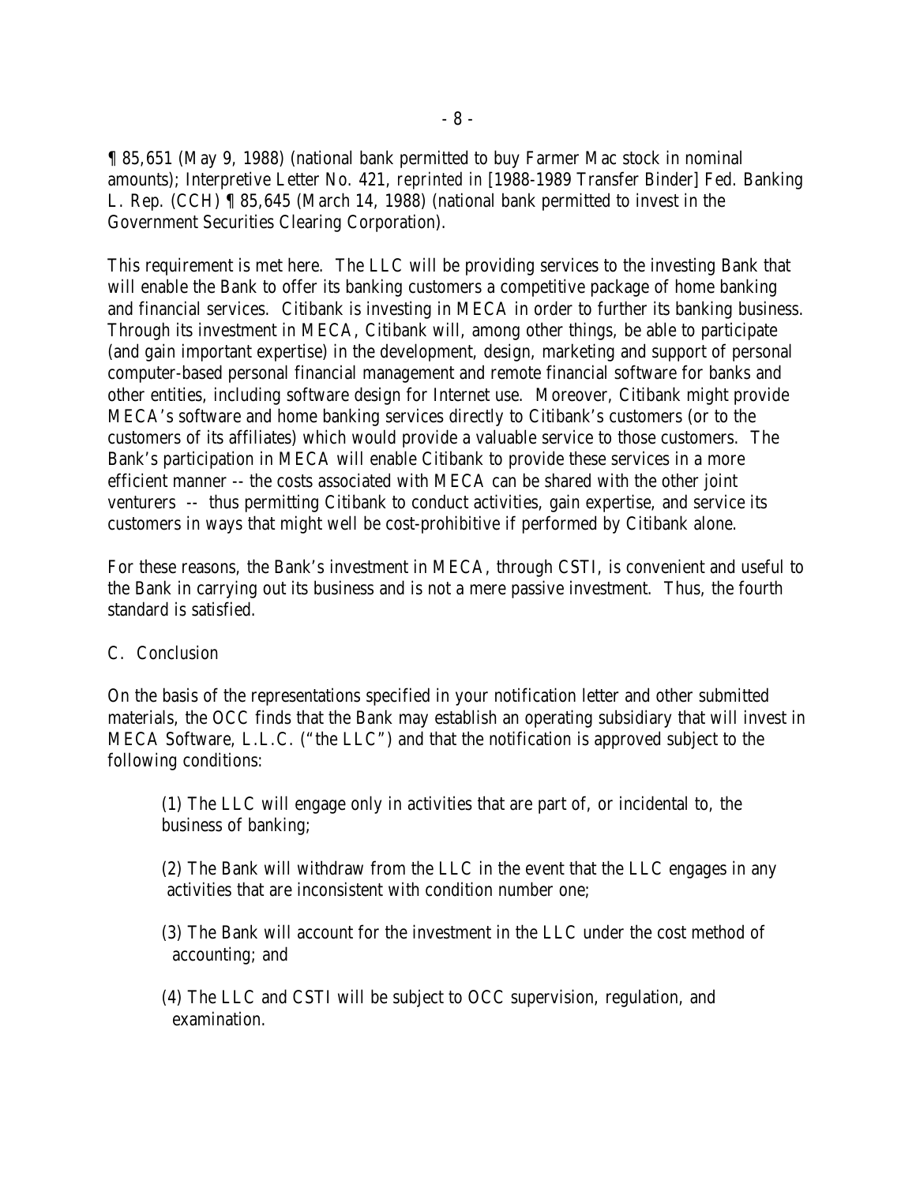¶ 85,651 (May 9, 1988) (national bank permitted to buy Farmer Mac stock in nominal amounts); Interpretive Letter No. 421, *reprinted in* [1988-1989 Transfer Binder] Fed. Banking L. Rep. (CCH) ¶ 85,645 (March 14, 1988) (national bank permitted to invest in the Government Securities Clearing Corporation).

This requirement is met here. The LLC will be providing services to the investing Bank that will enable the Bank to offer its banking customers a competitive package of home banking and financial services. Citibank is investing in MECA in order to further its banking business. Through its investment in MECA, Citibank will, among other things, be able to participate (and gain important expertise) in the development, design, marketing and support of personal computer-based personal financial management and remote financial software for banks and other entities, including software design for Internet use. Moreover, Citibank might provide MECA's software and home banking services directly to Citibank's customers (or to the customers of its affiliates) which would provide a valuable service to those customers. The Bank's participation in MECA will enable Citibank to provide these services in a more efficient manner -- the costs associated with MECA can be shared with the other joint venturers -- thus permitting Citibank to conduct activities, gain expertise, and service its customers in ways that might well be cost-prohibitive if performed by Citibank alone.

For these reasons, the Bank's investment in MECA, through CSTI, is convenient and useful to the Bank in carrying out its business and is not a mere passive investment. Thus, the fourth standard is satisfied.

C. Conclusion

On the basis of the representations specified in your notification letter and other submitted materials, the OCC finds that the Bank may establish an operating subsidiary that will invest in MECA Software, L.L.C. ("the LLC") and that the notification is approved subject to the following conditions:

(1) The LLC will engage only in activities that are part of, or incidental to, the business of banking;

(2) The Bank will withdraw from the LLC in the event that the LLC engages in any activities that are inconsistent with condition number one;

(3) The Bank will account for the investment in the LLC under the cost method of accounting; and

(4) The LLC and CSTI will be subject to OCC supervision, regulation, and examination.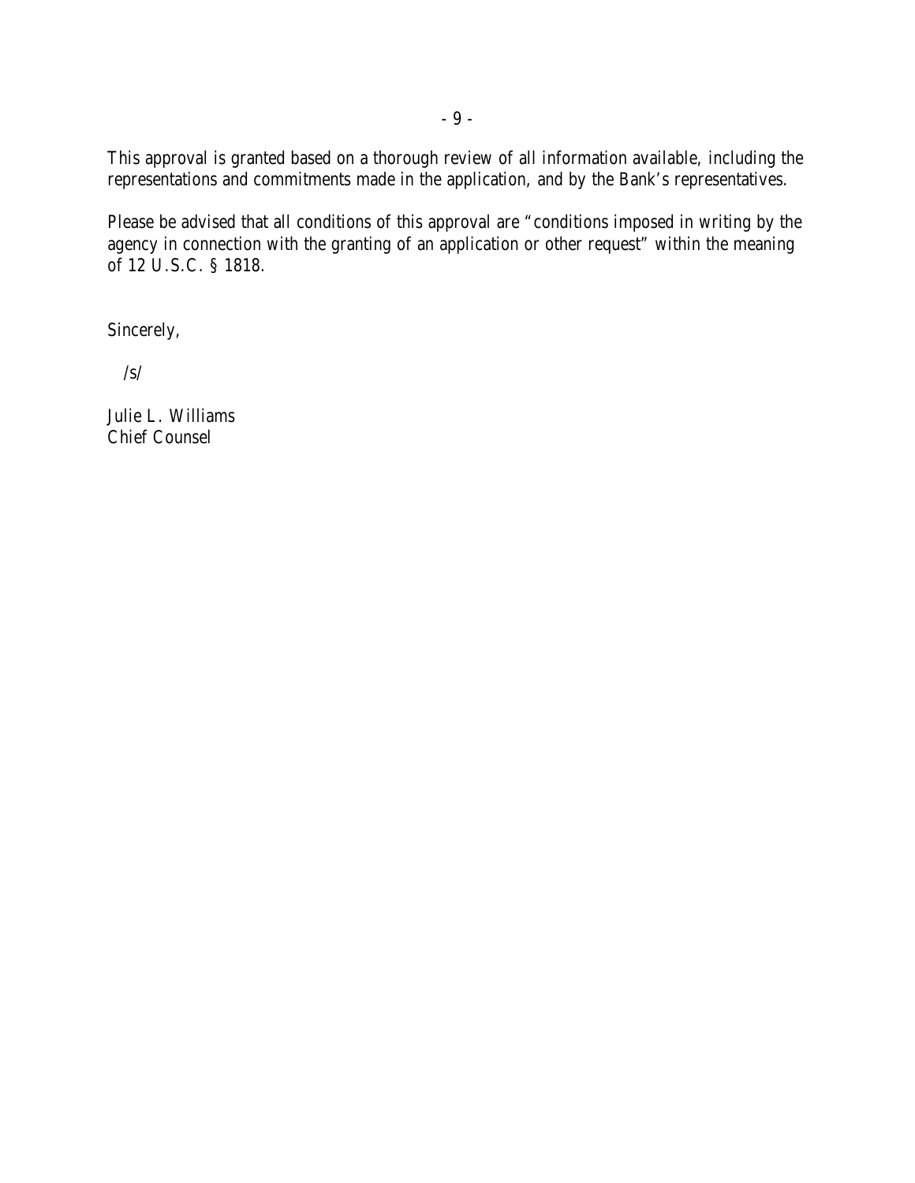This approval is granted based on a thorough review of all information available, including the representations and commitments made in the application, and by the Bank's representatives.

Please be advised that all conditions of this approval are "conditions imposed in writing by the agency in connection with the granting of an application or other request" within the meaning of 12 U.S.C. § 1818.

Sincerely,

/s/

Julie L. Williams  
Chief Counsel